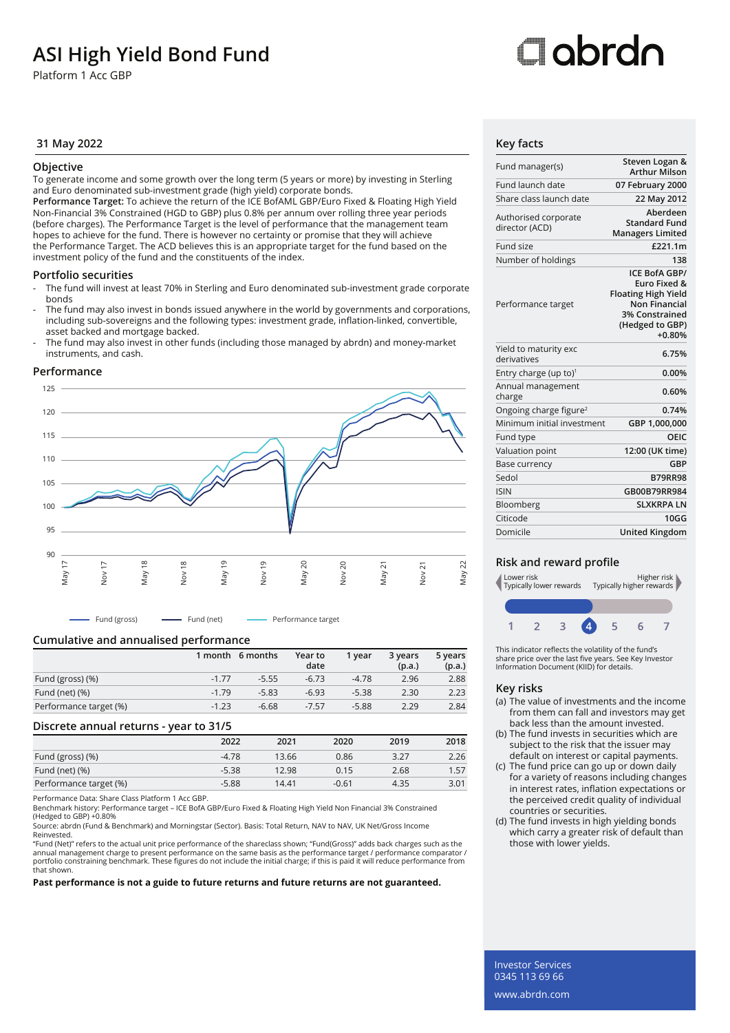# ASI High Yield Bond Fund

Platform 1 Acc GBP

31 May 2022

## Objective

To generate income and some growth over the long term (5 years or more) by investing in Sterling and Euro denominated sub-investment grade (high yield) corporate bonds.

**Performance Target:** To achieve the return of the ICE BofAML GBP/Euro Fixed & Floating High Yield Non-Financial 3% Constrained (HGD to GBP) plus 0.8% per annum over rolling three year periods (before charges). The Performance Target is the level of performance that the management team hopes to achieve for the fund. There is however no certainty or promise that they will achieve the Performance Target. The ACD believes this is an appropriate target for the fund based on the investment policy of the fund and the constituents of the index.

## Portfolio securities

- The fund will invest at least 70% in Sterling and Euro denominated sub-investment grade corporate bonds
- The fund may also invest in bonds issued anywhere in the world by governments and corporations, including sub-sovereigns and the following types: investment grade, inflation-linked, convertible, asset backed and mortgage backed.
- The fund may also invest in other funds (including those managed by abrdn) and money-market instruments, and cash.

## Performance

Fund (gross) — Fund (net) — Performance target

## Cumulative and annualised performance

| | 1 month | 6 months | Year to date | 1 year | 3 years (p.a.) | 5 years (p.a.) |
|---|---|---|---|---|---|---|
| Fund (gross) (%) | -1.77 | -5.55 | -6.73 | -4.78 | 2.96 | 2.88 |
| Fund (net) (%) | -1.79 | -5.83 | -6.93 | -5.38 | 2.30 | 2.23 |
| Performance target (%) | -1.23 | -6.68 | -7.57 | -5.88 | 2.29 | 2.84 |

## Discrete annual returns - year to 31/5

| | 2022 | 2021 | 2020 | 2019 | 2018 |
|---|---|---|---|---|---|
| Fund (gross) (%) | -4.78 | 13.66 | 0.86 | 3.27 | 2.26 |
| Fund (net) (%) | -5.38 | 12.98 | 0.15 | 2.68 | 1.57 |
| Performance target (%) | -5.88 | 14.41 | -0.61 | 4.35 | 3.01 |

Performance Data: Share Class Platform 1 Acc GBP.

Benchmark history: Performance target – ICE BofA GBP/Euro Fixed & Floating High Yield Non Financial 3% Constrained (Hedged to GBP) +0.80%

Source: abrdn (Fund & Benchmark) and Morningstar (Sector). Basis: Total Return, NAV to NAV, UK Net/Gross Income Reinvested.

"Fund (Net)" refers to the actual unit price performance of the shareclass shown; "Fund(Gross)" adds back charges such as the annual management charge to present performance on the same basis as the performance target / performance comparator / portfolio constraining benchmark. These figures do not include the initial charge; if this is paid it will reduce performance from that shown.

**Past performance is not a guide to future returns and future returns are not guaranteed.**

## Key facts

| | |
|---|---|
| Fund manager(s) | Steven Logan & Arthur Milson |
| Fund launch date | 07 February 2000 |
| Share class launch date | 22 May 2012 |
| Authorised corporate director (ACD) | Aberdeen Standard Fund Managers Limited |
| Fund size | £221.1m |
| Number of holdings | 138 |
| Performance target | ICE BofA GBP/ Euro Fixed & Floating High Yield Non Financial 3% Constrained (Hedged to GBP) +0.80% |
| Yield to maturity exc derivatives | 6.75% |
| Entry charge (up to)[1] | 0.00% |
| Annual management charge | 0.60% |
| Ongoing charge figure[2] | 0.74% |
| Minimum initial investment | GBP 1,000,000 |
| Fund type | OEIC |
| Valuation point | 12:00 (UK time) |
| Base currency | GBP |
| Sedol | B79RR98 |
| ISIN | GB00B79RR984 |
| Bloomberg | SLXKRPA LN |
| Citicode | 10GG |
| Domicile | United Kingdom |

## Risk and reward profile

Lower risk — Typically lower rewards | Higher risk — Typically higher rewards

1 2 3 **4** 5 6 7

This indicator reflects the volatility of the fund's share price over the last five years. See Key Investor Information Document (KIID) for details.

## Key risks

(a) The value of investments and the income from them can fall and investors may get back less than the amount invested.

(b) The fund invests in securities which are subject to the risk that the issuer may default on interest or capital payments.

(c) The fund price can go up or down daily for a variety of reasons including changes in interest rates, inflation expectations or the perceived credit quality of individual countries or securities.

(d) The fund invests in high yielding bonds which carry a greater risk of default than those with lower yields.

Investor Services
0345 113 69 66
www.abrdn.com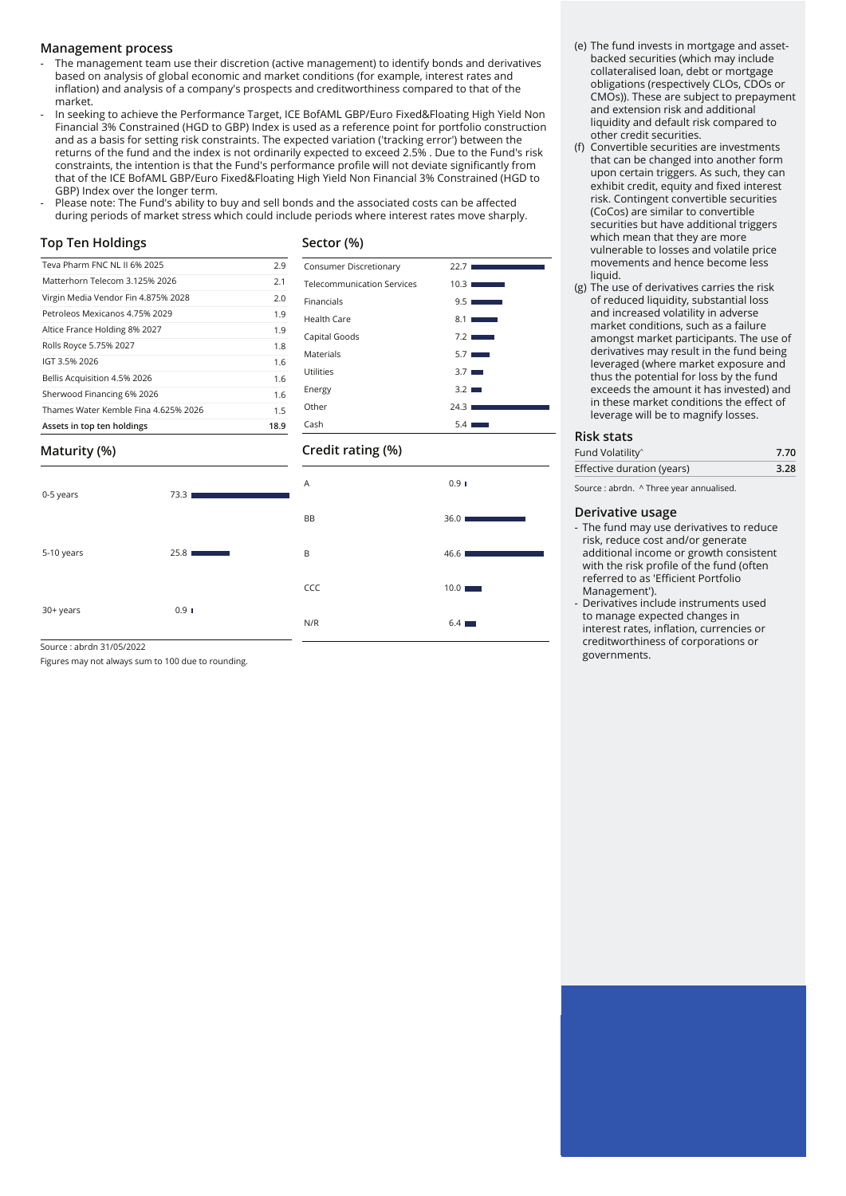## Management process

- The management team use their discretion (active management) to identify bonds and derivatives based on analysis of global economic and market conditions (for example, interest rates and inflation) and analysis of a company's prospects and creditworthiness compared to that of the market.
- In seeking to achieve the Performance Target, ICE BofAML GBP/Euro Fixed&Floating High Yield Non Financial 3% Constrained (HGD to GBP) Index is used as a reference point for portfolio construction and as a basis for setting risk constraints. The expected variation ('tracking error') between the returns of the fund and the index is not ordinarily expected to exceed 2.5% . Due to the Fund's risk constraints, the intention is that the Fund's performance profile will not deviate significantly from that of the ICE BofAML GBP/Euro Fixed&Floating High Yield Non Financial 3% Constrained (HGD to GBP) Index over the longer term.
- Please note: The Fund's ability to buy and sell bonds and the associated costs can be affected during periods of market stress which could include periods where interest rates move sharply.

## Top Ten Holdings

| Holding | % |
|---|---|
| Teva Pharm FNC NL II 6% 2025 | 2.9 |
| Matterhorn Telecom 3.125% 2026 | 2.1 |
| Virgin Media Vendor Fin 4.875% 2028 | 2.0 |
| Petroleos Mexicanos 4.75% 2029 | 1.9 |
| Altice France Holding 8% 2027 | 1.9 |
| Rolls Royce 5.75% 2027 | 1.8 |
| IGT 3.5% 2026 | 1.6 |
| Bellis Acquisition 4.5% 2026 | 1.6 |
| Sherwood Financing 6% 2026 | 1.6 |
| Thames Water Kemble Fina 4.625% 2026 | 1.5 |
| **Assets in top ten holdings** | **18.9** |

## Sector (%)

| Sector | % |
|---|---|
| Consumer Discretionary | 22.7 |
| Telecommunication Services | 10.3 |
| Financials | 9.5 |
| Health Care | 8.1 |
| Capital Goods | 7.2 |
| Materials | 5.7 |
| Utilities | 3.7 |
| Energy | 3.2 |
| Other | 24.3 |
| Cash | 5.4 |

## Maturity (%)

| Maturity | % |
|---|---|
| 0-5 years | 73.3 |
| 5-10 years | 25.8 |
| 30+ years | 0.9 |

## Credit rating (%)

| Rating | % |
|---|---|
| A | 0.9 |
| BB | 36.0 |
| B | 46.6 |
| CCC | 10.0 |
| N/R | 6.4 |

Source : abrdn 31/05/2022

Figures may not always sum to 100 due to rounding.

(e) The fund invests in mortgage and asset-backed securities (which may include collateralised loan, debt or mortgage obligations (respectively CLOs, CDOs or CMOs)). These are subject to prepayment and extension risk and additional liquidity and default risk compared to other credit securities.

(f) Convertible securities are investments that can be changed into another form upon certain triggers. As such, they can exhibit credit, equity and fixed interest risk. Contingent convertible securities (CoCos) are similar to convertible securities but have additional triggers which mean that they are more vulnerable to losses and volatile price movements and hence become less liquid.

(g) The use of derivatives carries the risk of reduced liquidity, substantial loss and increased volatility in adverse market conditions, such as a failure amongst market participants. The use of derivatives may result in the fund being leveraged (where market exposure and thus the potential for loss by the fund exceeds the amount it has invested) and in these market conditions the effect of leverage will be to magnify losses.

## Risk stats

| | |
|---|---|
| Fund Volatility^ | **7.70** |
| Effective duration (years) | **3.28** |

Source : abrdn. ^ Three year annualised.

## Derivative usage

- The fund may use derivatives to reduce risk, reduce cost and/or generate additional income or growth consistent with the risk profile of the fund (often referred to as 'Efficient Portfolio Management').
- Derivatives include instruments used to manage expected changes in interest rates, inflation, currencies or creditworthiness of corporations or governments.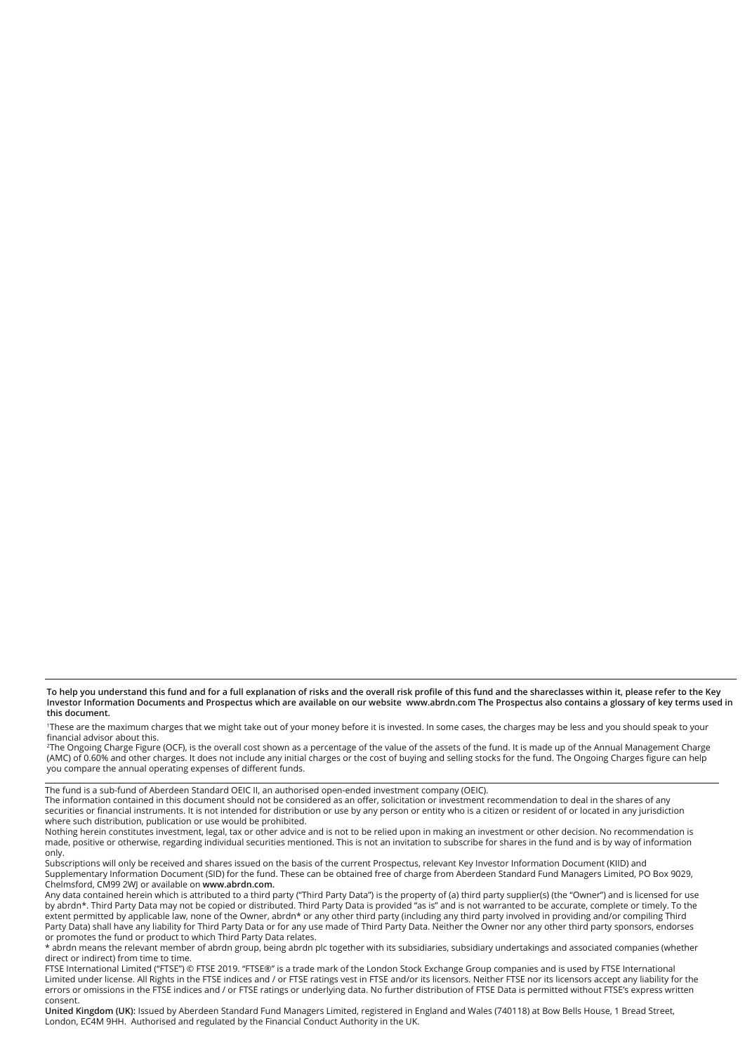**To help you understand this fund and for a full explanation of risks and the overall risk profile of this fund and the shareclasses within it, please refer to the Key Investor Information Documents and Prospectus which are available on our website www.abrdn.com The Prospectus also contains a glossary of key terms used in this document.**

[1]These are the maximum charges that we might take out of your money before it is invested. In some cases, the charges may be less and you should speak to your financial advisor about this.

[2]The Ongoing Charge Figure (OCF), is the overall cost shown as a percentage of the value of the assets of the fund. It is made up of the Annual Management Charge (AMC) of 0.60% and other charges. It does not include any initial charges or the cost of buying and selling stocks for the fund. The Ongoing Charges figure can help you compare the annual operating expenses of different funds.

The fund is a sub-fund of Aberdeen Standard OEIC II, an authorised open-ended investment company (OEIC).

The information contained in this document should not be considered as an offer, solicitation or investment recommendation to deal in the shares of any securities or financial instruments. It is not intended for distribution or use by any person or entity who is a citizen or resident of or located in any jurisdiction where such distribution, publication or use would be prohibited.

Nothing herein constitutes investment, legal, tax or other advice and is not to be relied upon in making an investment or other decision. No recommendation is made, positive or otherwise, regarding individual securities mentioned. This is not an invitation to subscribe for shares in the fund and is by way of information only.

Subscriptions will only be received and shares issued on the basis of the current Prospectus, relevant Key Investor Information Document (KIID) and Supplementary Information Document (SID) for the fund. These can be obtained free of charge from Aberdeen Standard Fund Managers Limited, PO Box 9029, Chelmsford, CM99 2WJ or available on **www.abrdn.com.**

Any data contained herein which is attributed to a third party ("Third Party Data") is the property of (a) third party supplier(s) (the "Owner") and is licensed for use by abrdn*. Third Party Data may not be copied or distributed. Third Party Data is provided "as is" and is not warranted to be accurate, complete or timely. To the extent permitted by applicable law, none of the Owner, abrdn* or any other third party (including any third party involved in providing and/or compiling Third Party Data) shall have any liability for Third Party Data or for any use made of Third Party Data. Neither the Owner nor any other third party sponsors, endorses or promotes the fund or product to which Third Party Data relates.

* abrdn means the relevant member of abrdn group, being abrdn plc together with its subsidiaries, subsidiary undertakings and associated companies (whether direct or indirect) from time to time.

FTSE International Limited ("FTSE") © FTSE 2019. "FTSE®" is a trade mark of the London Stock Exchange Group companies and is used by FTSE International Limited under license. All Rights in the FTSE indices and / or FTSE ratings vest in FTSE and/or its licensors. Neither FTSE nor its licensors accept any liability for the errors or omissions in the FTSE indices and / or FTSE ratings or underlying data. No further distribution of FTSE Data is permitted without FTSE's express written consent.

**United Kingdom (UK):** Issued by Aberdeen Standard Fund Managers Limited, registered in England and Wales (740118) at Bow Bells House, 1 Bread Street, London, EC4M 9HH. Authorised and regulated by the Financial Conduct Authority in the UK.